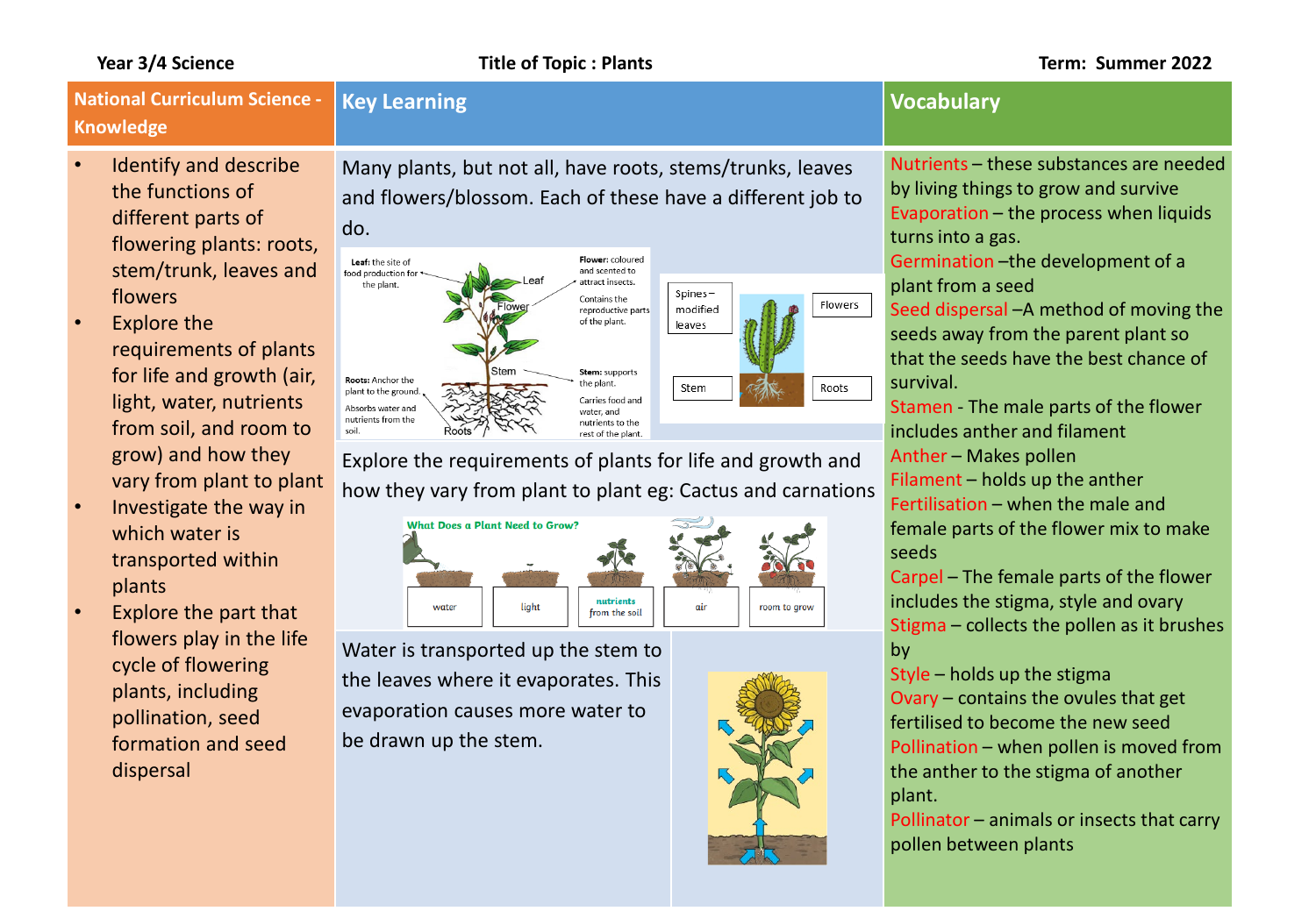**Year 3/4 Science** | **Title of Topic : Plants** | **Term: Summer 2022**

## National Curriculum Science - Knowledge

- Identify and describe the functions of different parts of flowering plants: roots, stem/trunk, leaves and flowers
- Explore the requirements of plants for life and growth (air, light, water, nutrients from soil, and room to grow) and how they vary from plant to plant
- Investigate the way in which water is transported within plants
- Explore the part that flowers play in the life cycle of flowering plants, including pollination, seed formation and seed dispersal

## Key Learning

Many plants, but not all, have roots, stems/trunks, leaves and flowers/blossom. Each of these have a different job to do.

Leaf: the site of food production for the plant.

Flower: coloured and scented to attract insects. Contains the reproductive parts of the plant.

Stem: supports the plant. Carries food and water, and nutrients to the rest of the plant.

Roots: Anchor the plant to the ground. Absorbs water and nutrients from the soil.

Spines – modified leaves | Flowers | Stem | Roots

Explore the requirements of plants for life and growth and how they vary from plant to plant eg: Cactus and carnations

What Does a Plant Need to Grow?

water | light | nutrients from the soil | air | room to grow

Water is transported up the stem to the leaves where it evaporates. This evaporation causes more water to be drawn up the stem.

## Vocabulary

**Nutrients** – these substances are needed by living things to grow and survive

**Evaporation** – the process when liquids turns into a gas.

**Germination** –the development of a plant from a seed

**Seed dispersal** –A method of moving the seeds away from the parent plant so that the seeds have the best chance of survival.

**Stamen** - The male parts of the flower includes anther and filament

**Anther** – Makes pollen

**Filament** – holds up the anther

**Fertilisation** – when the male and female parts of the flower mix to make seeds

**Carpel** – The female parts of the flower includes the stigma, style and ovary

**Stigma** – collects the pollen as it brushes by

**Style** – holds up the stigma

**Ovary** – contains the ovules that get fertilised to become the new seed

**Pollination** – when pollen is moved from the anther to the stigma of another plant.

**Pollinator** – animals or insects that carry pollen between plants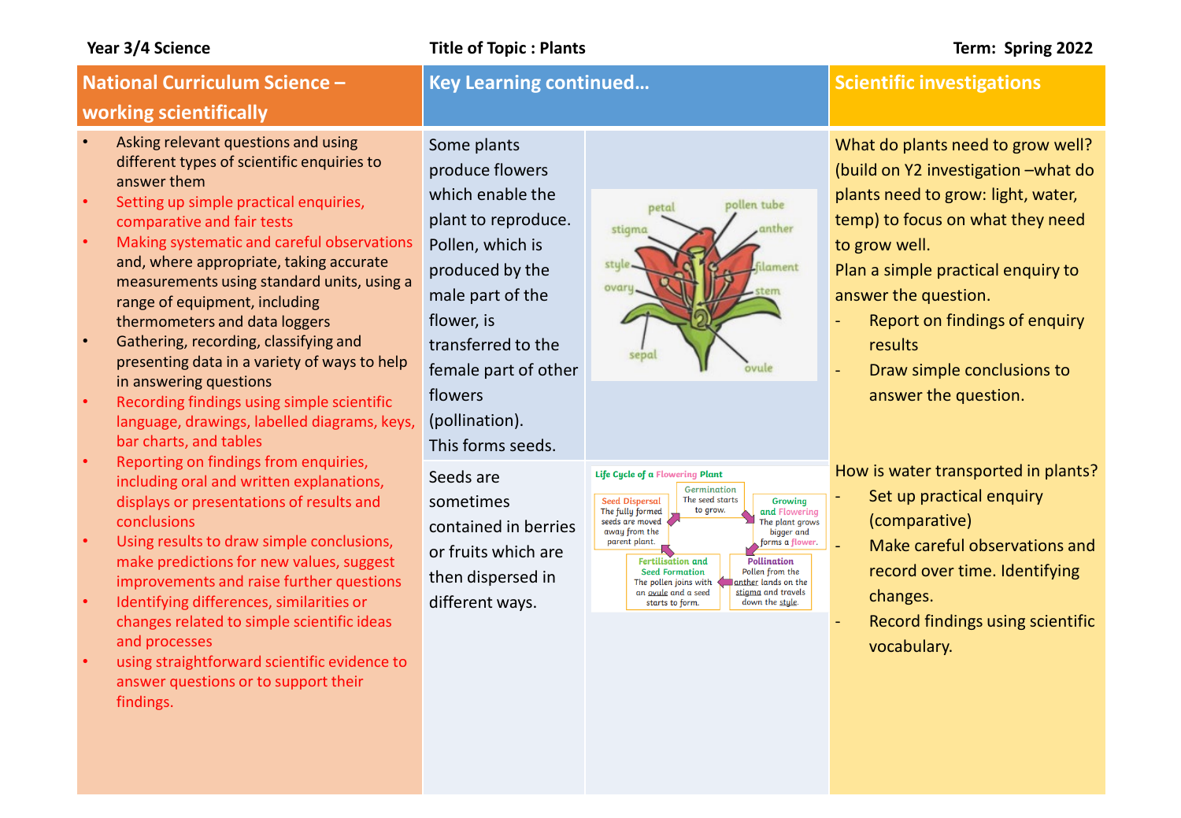**Year 3/4 Science** **Title of Topic : Plants** **Term: Spring 2022**

## National Curriculum Science – working scientifically

- Asking relevant questions and using different types of scientific enquiries to answer them
- Setting up simple practical enquiries, comparative and fair tests
- Making systematic and careful observations and, where appropriate, taking accurate measurements using standard units, using a range of equipment, including thermometers and data loggers
- Gathering, recording, classifying and presenting data in a variety of ways to help in answering questions
- Recording findings using simple scientific language, drawings, labelled diagrams, keys, bar charts, and tables
- Reporting on findings from enquiries, including oral and written explanations, displays or presentations of results and conclusions
- Using results to draw simple conclusions, make predictions for new values, suggest improvements and raise further questions
- Identifying differences, similarities or changes related to simple scientific ideas and processes
- using straightforward scientific evidence to answer questions or to support their findings.

## Key Learning continued…

Some plants produce flowers which enable the plant to reproduce. Pollen, which is produced by the male part of the flower, is transferred to the female part of other flowers (pollination). This forms seeds.

petal, pollen tube, stigma, anther, style, filament, ovary, stem, sepal, ovule

Seeds are sometimes contained in berries or fruits which are then dispersed in different ways.

**Life Cycle of a Flowering Plant**

- **Germination** – The seed starts to grow.
- **Growing and Flowering** – The plant grows bigger and forms a flower.
- **Pollination** – Pollen from the anther lands on the stigma and travels down the style.
- **Fertilisation and Seed Formation** – The pollen joins with an ovule and a seed starts to form.
- **Seed Dispersal** – The fully formed seeds are moved away from the parent plant.

## Scientific investigations

What do plants need to grow well? (build on Y2 investigation –what do plants need to grow: light, water, temp) to focus on what they need to grow well.

Plan a simple practical enquiry to answer the question.

- Report on findings of enquiry results
- Draw simple conclusions to answer the question.

How is water transported in plants?

- Set up practical enquiry (comparative)
- Make careful observations and record over time. Identifying changes.
- Record findings using scientific vocabulary.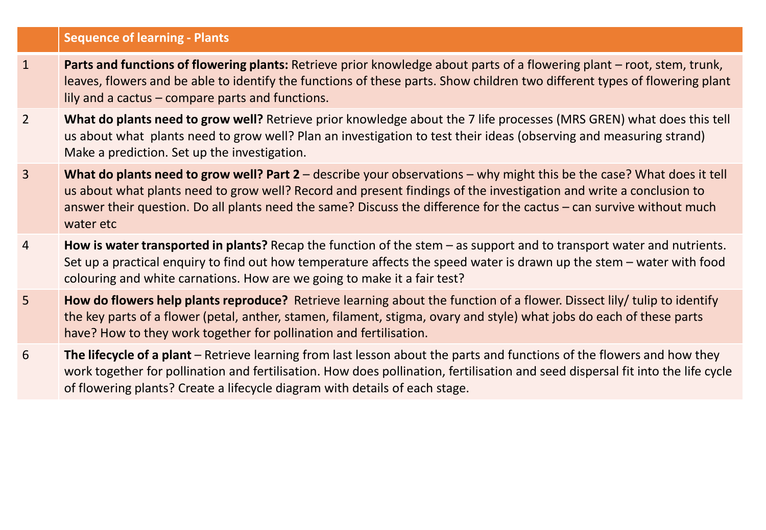| | Sequence of learning - Plants |
|---|---|
| 1 | **Parts and functions of flowering plants:** Retrieve prior knowledge about parts of a flowering plant – root, stem, trunk, leaves, flowers and be able to identify the functions of these parts. Show children two different types of flowering plant lily and a cactus – compare parts and functions. |
| 2 | **What do plants need to grow well?** Retrieve prior knowledge about the 7 life processes (MRS GREN) what does this tell us about what plants need to grow well? Plan an investigation to test their ideas (observing and measuring strand) Make a prediction. Set up the investigation. |
| 3 | **What do plants need to grow well? Part 2** – describe your observations – why might this be the case? What does it tell us about what plants need to grow well? Record and present findings of the investigation and write a conclusion to answer their question. Do all plants need the same? Discuss the difference for the cactus – can survive without much water etc |
| 4 | **How is water transported in plants?** Recap the function of the stem – as support and to transport water and nutrients. Set up a practical enquiry to find out how temperature affects the speed water is drawn up the stem – water with food colouring and white carnations. How are we going to make it a fair test? |
| 5 | **How do flowers help plants reproduce?** Retrieve learning about the function of a flower. Dissect lily/ tulip to identify the key parts of a flower (petal, anther, stamen, filament, stigma, ovary and style) what jobs do each of these parts have? How to they work together for pollination and fertilisation. |
| 6 | **The lifecycle of a plant** – Retrieve learning from last lesson about the parts and functions of the flowers and how they work together for pollination and fertilisation. How does pollination, fertilisation and seed dispersal fit into the life cycle of flowering plants? Create a lifecycle diagram with details of each stage. |